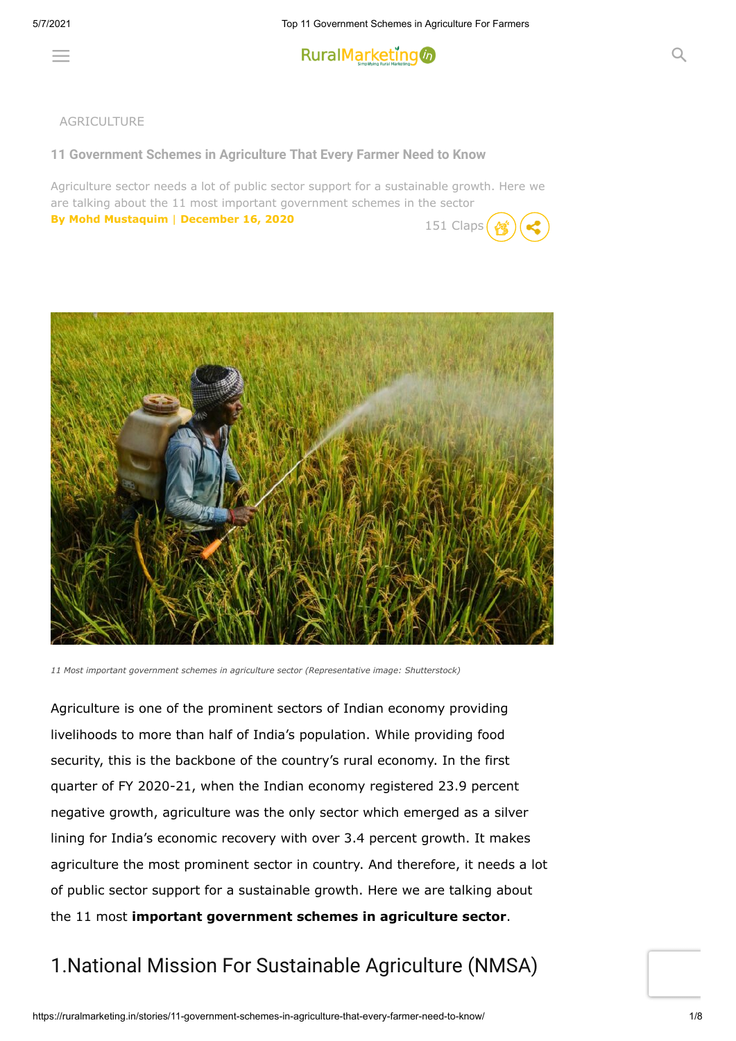AGRICULTURE

# 11 Government Schemes in Agriculture That Every Farmer Need to Know

Agriculture sector needs a lot of public sector support for a sustainable growth. Here we are talking about the 11 most important government schemes in the sector

**By Mohd Mustaquim | December 16, 2020**

151 Claps

*11 Most important government schemes in agriculture sector (Representative image: Shutterstock)*

Agriculture is one of the prominent sectors of Indian economy providing livelihoods to more than half of India's population. While providing food security, this is the backbone of the country's rural economy. In the first quarter of FY 2020-21, when the Indian economy registered 23.9 percent negative growth, agriculture was the only sector which emerged as a silver lining for India's economic recovery with over 3.4 percent growth. It makes agriculture the most prominent sector in country. And therefore, it needs a lot of public sector support for a sustainable growth. Here we are talking about the 11 most **important government schemes in agriculture sector**.

## 1.National Mission For Sustainable Agriculture (NMSA)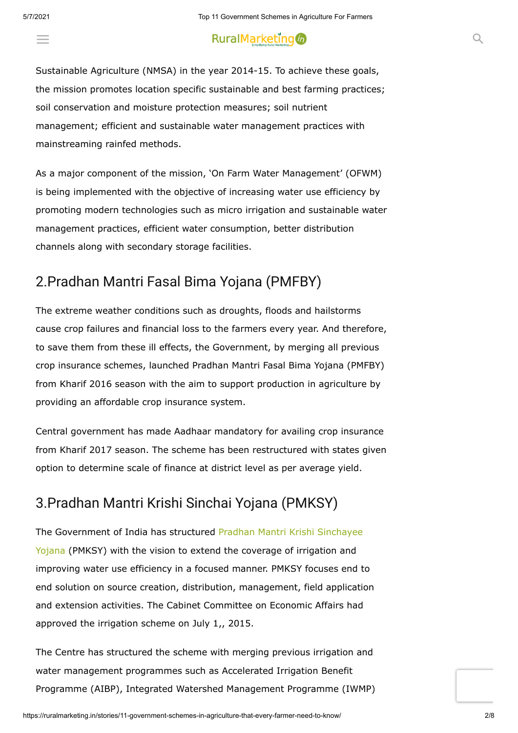Sustainable Agriculture (NMSA) in the year 2014-15. To achieve these goals, the mission promotes location specific sustainable and best farming practices; soil conservation and moisture protection measures; soil nutrient management; efficient and sustainable water management practices with mainstreaming rainfed methods.

As a major component of the mission, 'On Farm Water Management' (OFWM) is being implemented with the objective of increasing water use efficiency by promoting modern technologies such as micro irrigation and sustainable water management practices, efficient water consumption, better distribution channels along with secondary storage facilities.

## 2.Pradhan Mantri Fasal Bima Yojana (PMFBY)

The extreme weather conditions such as droughts, floods and hailstorms cause crop failures and financial loss to the farmers every year. And therefore, to save them from these ill effects, the Government, by merging all previous crop insurance schemes, launched Pradhan Mantri Fasal Bima Yojana (PMFBY) from Kharif 2016 season with the aim to support production in agriculture by providing an affordable crop insurance system.

Central government has made Aadhaar mandatory for availing crop insurance from Kharif 2017 season. The scheme has been restructured with states given option to determine scale of finance at district level as per average yield.

## 3.Pradhan Mantri Krishi Sinchai Yojana (PMKSY)

The Government of India has structured Pradhan Mantri Krishi Sinchayee Yojana (PMKSY) with the vision to extend the coverage of irrigation and improving water use efficiency in a focused manner. PMKSY focuses end to end solution on source creation, distribution, management, field application and extension activities. The Cabinet Committee on Economic Affairs had approved the irrigation scheme on July 1,, 2015.

The Centre has structured the scheme with merging previous irrigation and water management programmes such as Accelerated Irrigation Benefit Programme (AIBP), Integrated Watershed Management Programme (IWMP)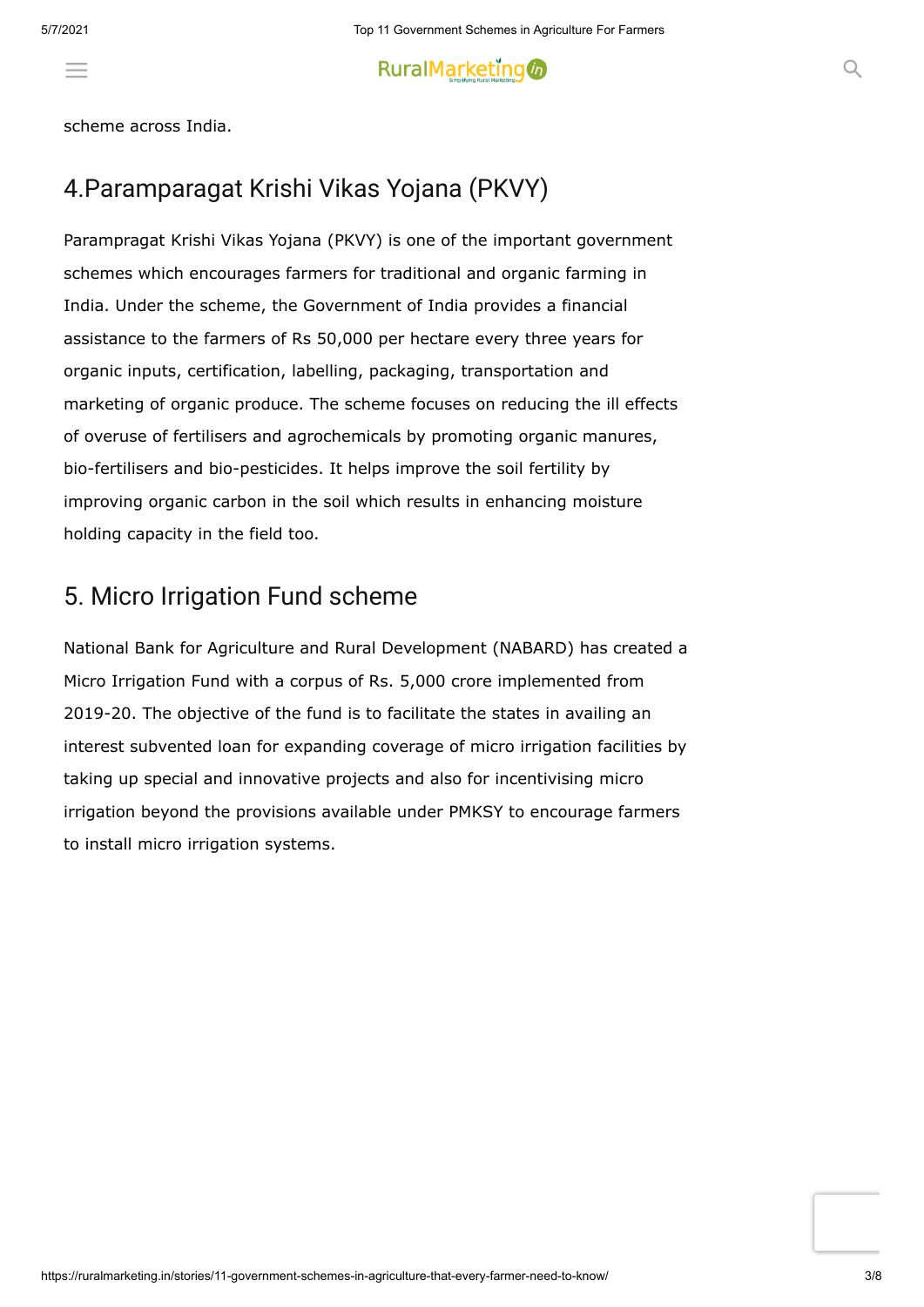scheme across India.

## 4.Paramparagat Krishi Vikas Yojana (PKVY)

Parampragat Krishi Vikas Yojana (PKVY) is one of the important government schemes which encourages farmers for traditional and organic farming in India. Under the scheme, the Government of India provides a financial assistance to the farmers of Rs 50,000 per hectare every three years for organic inputs, certification, labelling, packaging, transportation and marketing of organic produce. The scheme focuses on reducing the ill effects of overuse of fertilisers and agrochemicals by promoting organic manures, bio-fertilisers and bio-pesticides. It helps improve the soil fertility by improving organic carbon in the soil which results in enhancing moisture holding capacity in the field too.

## 5. Micro Irrigation Fund scheme

National Bank for Agriculture and Rural Development (NABARD) has created a Micro Irrigation Fund with a corpus of Rs. 5,000 crore implemented from 2019-20. The objective of the fund is to facilitate the states in availing an interest subvented loan for expanding coverage of micro irrigation facilities by taking up special and innovative projects and also for incentivising micro irrigation beyond the provisions available under PMKSY to encourage farmers to install micro irrigation systems.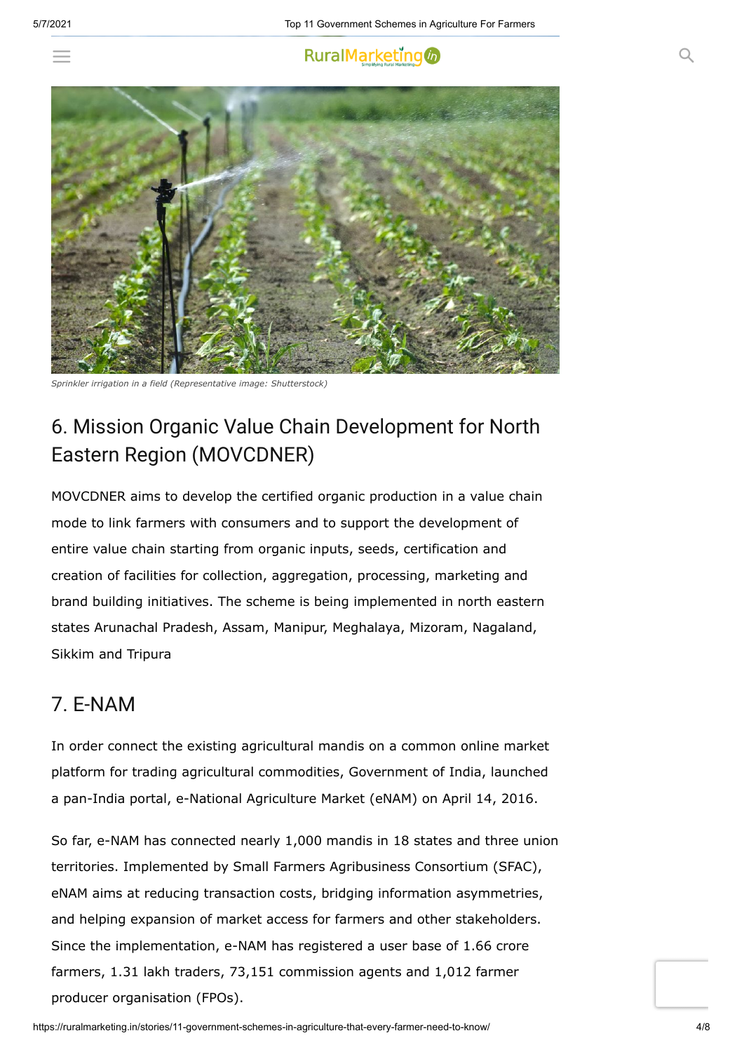*Sprinkler irrigation in a field (Representative image: Shutterstock)*

## 6. Mission Organic Value Chain Development for North Eastern Region (MOVCDNER)

MOVCDNER aims to develop the certified organic production in a value chain mode to link farmers with consumers and to support the development of entire value chain starting from organic inputs, seeds, certification and creation of facilities for collection, aggregation, processing, marketing and brand building initiatives. The scheme is being implemented in north eastern states Arunachal Pradesh, Assam, Manipur, Meghalaya, Mizoram, Nagaland, Sikkim and Tripura

## 7. E-NAM

In order connect the existing agricultural mandis on a common online market platform for trading agricultural commodities, Government of India, launched a pan-India portal, e-National Agriculture Market (eNAM) on April 14, 2016.

So far, e-NAM has connected nearly 1,000 mandis in 18 states and three union territories. Implemented by Small Farmers Agribusiness Consortium (SFAC), eNAM aims at reducing transaction costs, bridging information asymmetries, and helping expansion of market access for farmers and other stakeholders. Since the implementation, e-NAM has registered a user base of 1.66 crore farmers, 1.31 lakh traders, 73,151 commission agents and 1,012 farmer producer organisation (FPOs).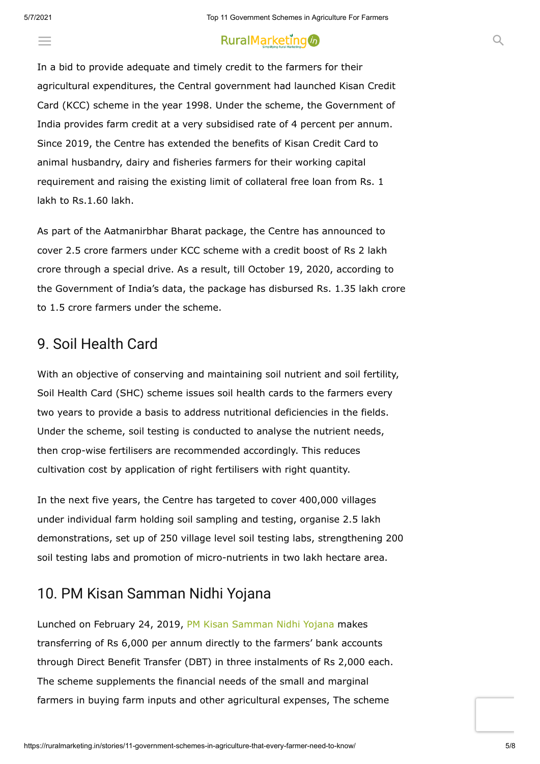In a bid to provide adequate and timely credit to the farmers for their agricultural expenditures, the Central government had launched Kisan Credit Card (KCC) scheme in the year 1998. Under the scheme, the Government of India provides farm credit at a very subsidised rate of 4 percent per annum. Since 2019, the Centre has extended the benefits of Kisan Credit Card to animal husbandry, dairy and fisheries farmers for their working capital requirement and raising the existing limit of collateral free loan from Rs. 1 lakh to Rs.1.60 lakh.

As part of the Aatmanirbhar Bharat package, the Centre has announced to cover 2.5 crore farmers under KCC scheme with a credit boost of Rs 2 lakh crore through a special drive. As a result, till October 19, 2020, according to the Government of India's data, the package has disbursed Rs. 1.35 lakh crore to 1.5 crore farmers under the scheme.

## 9. Soil Health Card

With an objective of conserving and maintaining soil nutrient and soil fertility, Soil Health Card (SHC) scheme issues soil health cards to the farmers every two years to provide a basis to address nutritional deficiencies in the fields. Under the scheme, soil testing is conducted to analyse the nutrient needs, then crop-wise fertilisers are recommended accordingly. This reduces cultivation cost by application of right fertilisers with right quantity.

In the next five years, the Centre has targeted to cover 400,000 villages under individual farm holding soil sampling and testing, organise 2.5 lakh demonstrations, set up of 250 village level soil testing labs, strengthening 200 soil testing labs and promotion of micro-nutrients in two lakh hectare area.

## 10. PM Kisan Samman Nidhi Yojana

Lunched on February 24, 2019, PM Kisan Samman Nidhi Yojana makes transferring of Rs 6,000 per annum directly to the farmers' bank accounts through Direct Benefit Transfer (DBT) in three instalments of Rs 2,000 each. The scheme supplements the financial needs of the small and marginal farmers in buying farm inputs and other agricultural expenses, The scheme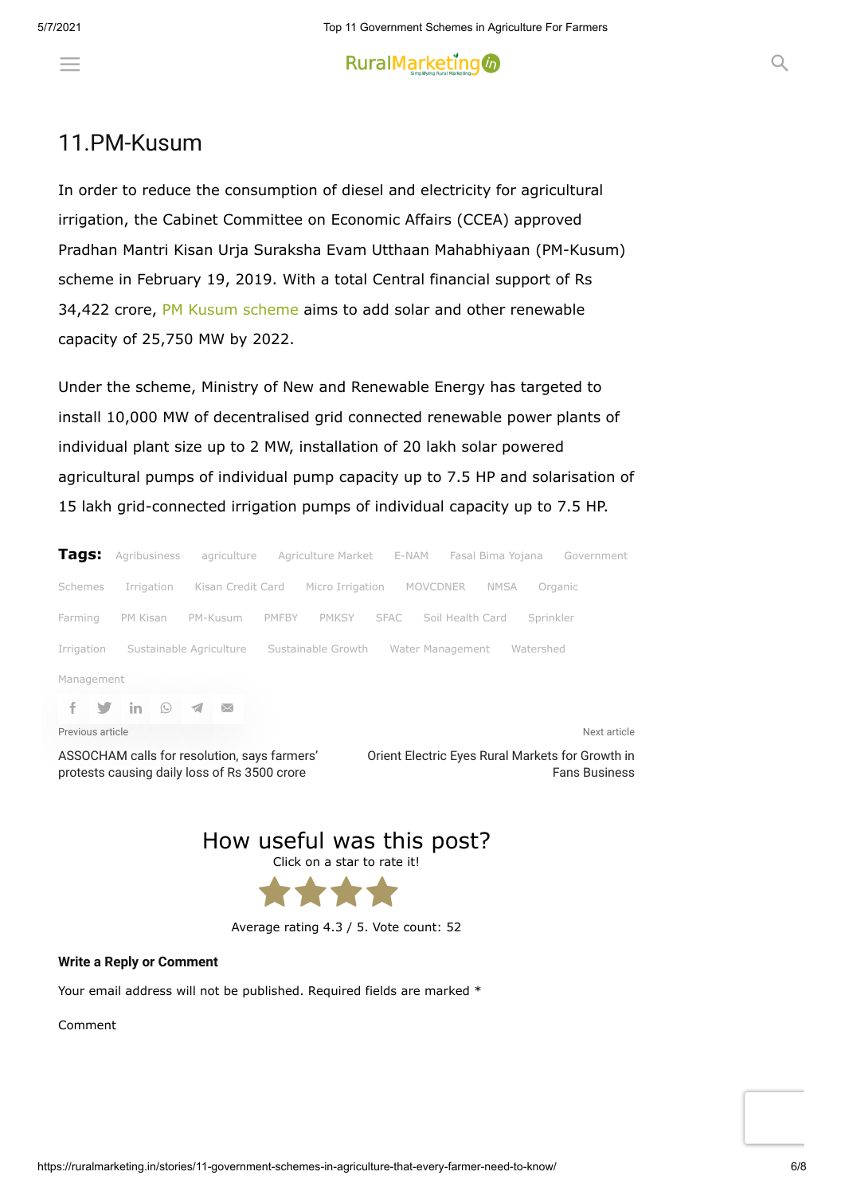## 11.PM-Kusum

In order to reduce the consumption of diesel and electricity for agricultural irrigation, the Cabinet Committee on Economic Affairs (CCEA) approved Pradhan Mantri Kisan Urja Suraksha Evam Utthaan Mahabhiyaan (PM-Kusum) scheme in February 19, 2019. With a total Central financial support of Rs 34,422 crore, PM Kusum scheme aims to add solar and other renewable capacity of 25,750 MW by 2022.

Under the scheme, Ministry of New and Renewable Energy has targeted to install 10,000 MW of decentralised grid connected renewable power plants of individual plant size up to 2 MW, installation of 20 lakh solar powered agricultural pumps of individual pump capacity up to 7.5 HP and solarisation of 15 lakh grid-connected irrigation pumps of individual capacity up to 7.5 HP.

**Tags:** Agribusiness agriculture Agriculture Market E-NAM Fasal Bima Yojana Government Schemes Irrigation Kisan Credit Card Micro Irrigation MOVCDNER NMSA Organic Farming PM Kisan PM-Kusum PMFBY PMKSY SFAC Soil Health Card Sprinkler Irrigation Sustainable Agriculture Sustainable Growth Water Management Watershed Management

Previous article

ASSOCHAM calls for resolution, says farmers' protests causing daily loss of Rs 3500 crore

Next article

Orient Electric Eyes Rural Markets for Growth in Fans Business

## How useful was this post?

Click on a star to rate it!

Average rating 4.3 / 5. Vote count: 52

**Write a Reply or Comment**

Your email address will not be published. Required fields are marked *

Comment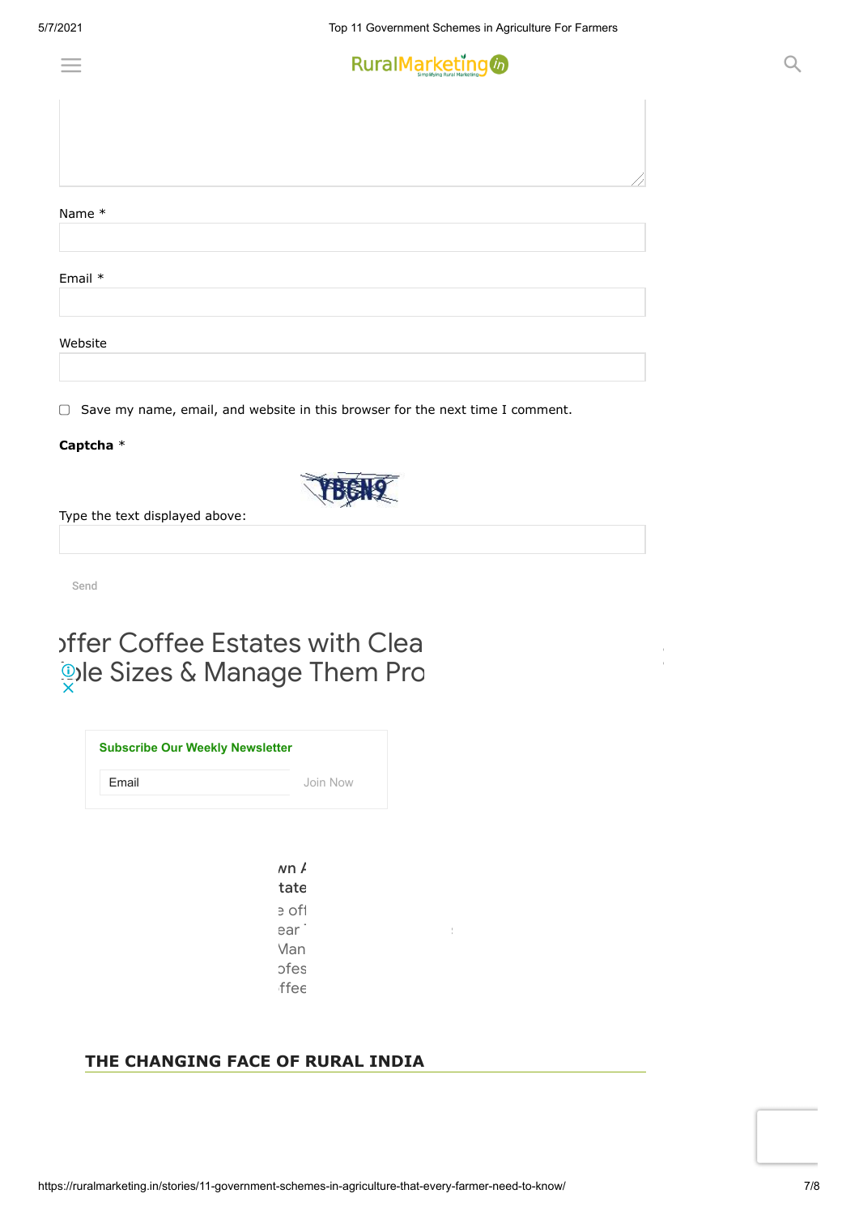Name *

Email *

Website

Save my name, email, and website in this browser for the next time I comment.

**Captcha** *

Type the text displayed above:

Send

ɔffer Coffee Estates with Clea
ɔle Sizes & Manage Them Pro

**Subscribe Our Weekly Newsletter**

Email Join Now

ʌn /
tate
ə off
ear
Man
ɔfes
ffee

## THE CHANGING FACE OF RURAL INDIA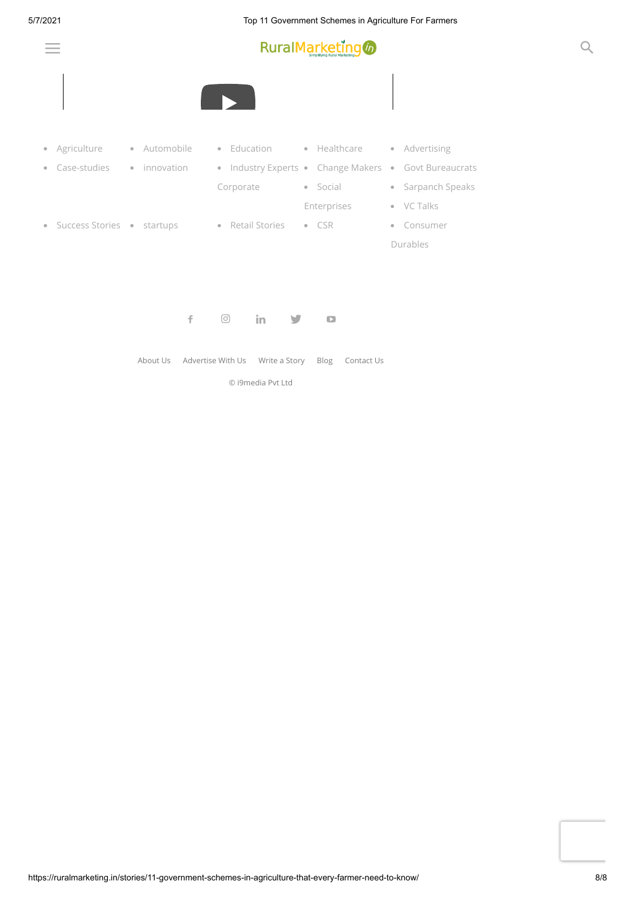- Agriculture
- Automobile
- Education
- Healthcare
- Advertising
- Case-studies
- innovation
- Industry Experts Corporate
- Change Makers Social Enterprises
- Govt Bureaucrats
- Sarpanch Speaks
- VC Talks
- Success Stories
- startups
- Retail Stories
- CSR
- Consumer Durables

About Us Advertise With Us Write a Story Blog Contact Us

© i9media Pvt Ltd